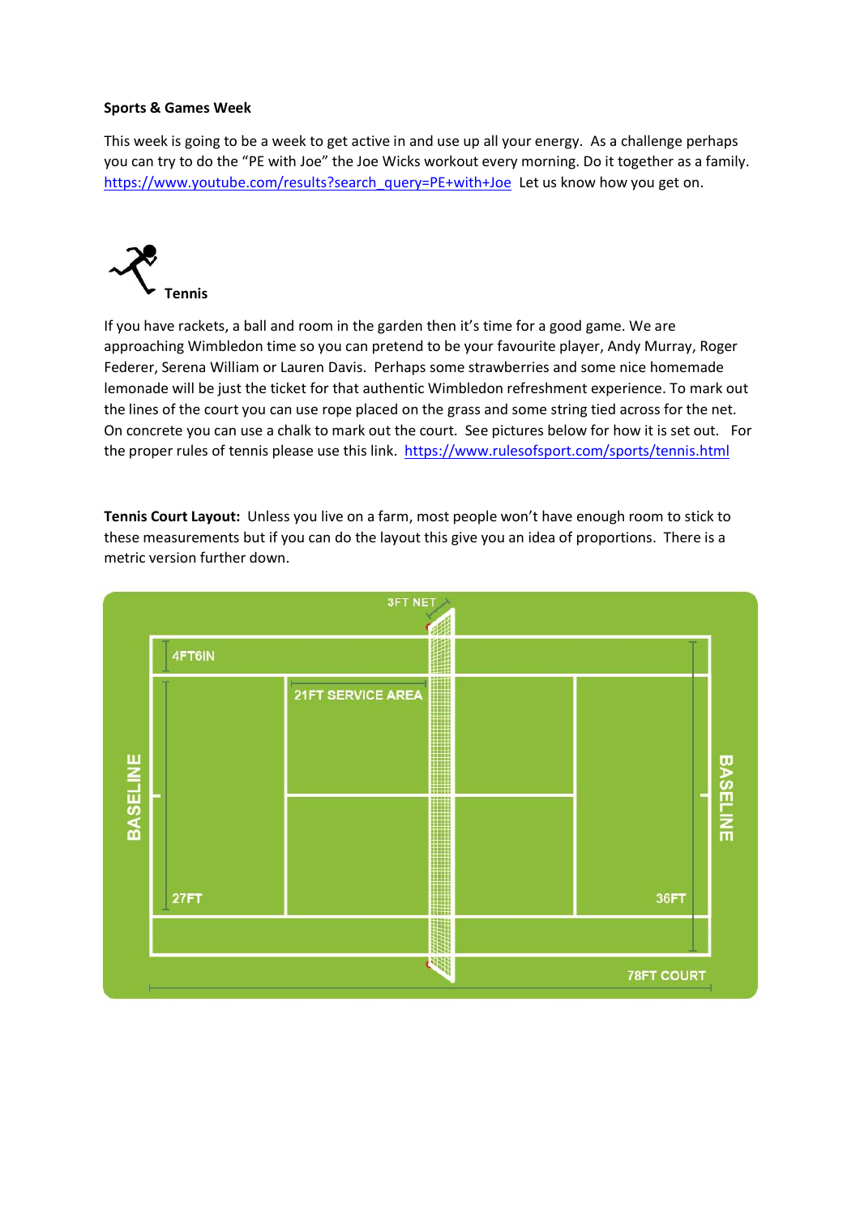**Sports & Games Week**

This week is going to be a week to get active in and use up all your energy. As a challenge perhaps you can try to do the "PE with Joe" the Joe Wicks workout every morning. Do it together as a family. https://www.youtube.com/results?search_query=PE+with+Joe Let us know how you get on.

**Tennis**

If you have rackets, a ball and room in the garden then it's time for a good game. We are approaching Wimbledon time so you can pretend to be your favourite player, Andy Murray, Roger Federer, Serena William or Lauren Davis. Perhaps some strawberries and some nice homemade lemonade will be just the ticket for that authentic Wimbledon refreshment experience. To mark out the lines of the court you can use rope placed on the grass and some string tied across for the net. On concrete you can use a chalk to mark out the court. See pictures below for how it is set out. For the proper rules of tennis please use this link. https://www.rulesofsport.com/sports/tennis.html

**Tennis Court Layout:** Unless you live on a farm, most people won't have enough room to stick to these measurements but if you can do the layout this give you an idea of proportions. There is a metric version further down.

3FT NET

4FT6IN

21FT SERVICE AREA

BASELINE

BASELINE

27FT

36FT

78FT COURT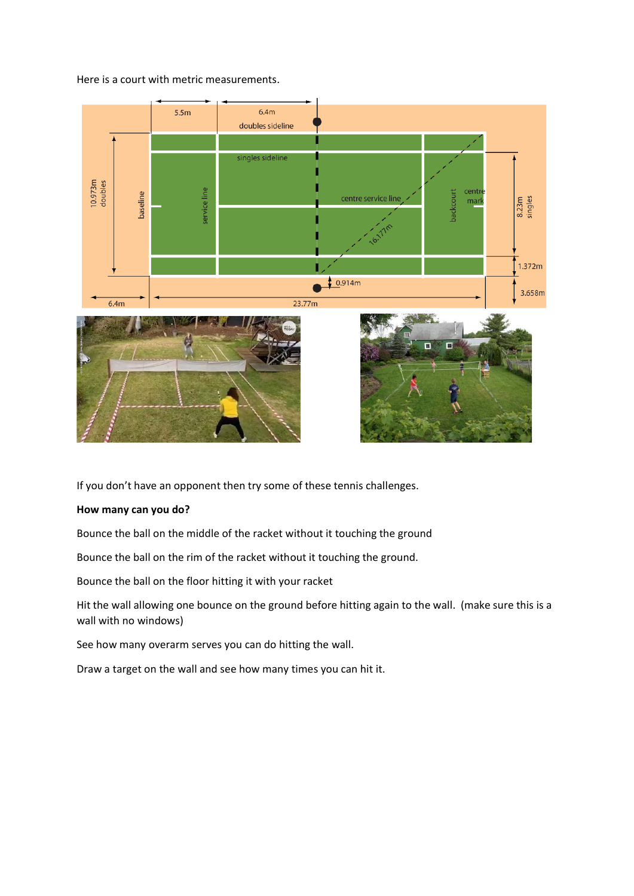Here is a court with metric measurements.

If you don't have an opponent then try some of these tennis challenges.

**How many can you do?**

Bounce the ball on the middle of the racket without it touching the ground

Bounce the ball on the rim of the racket without it touching the ground.

Bounce the ball on the floor hitting it with your racket

Hit the wall allowing one bounce on the ground before hitting again to the wall. (make sure this is a wall with no windows)

See how many overarm serves you can do hitting the wall.

Draw a target on the wall and see how many times you can hit it.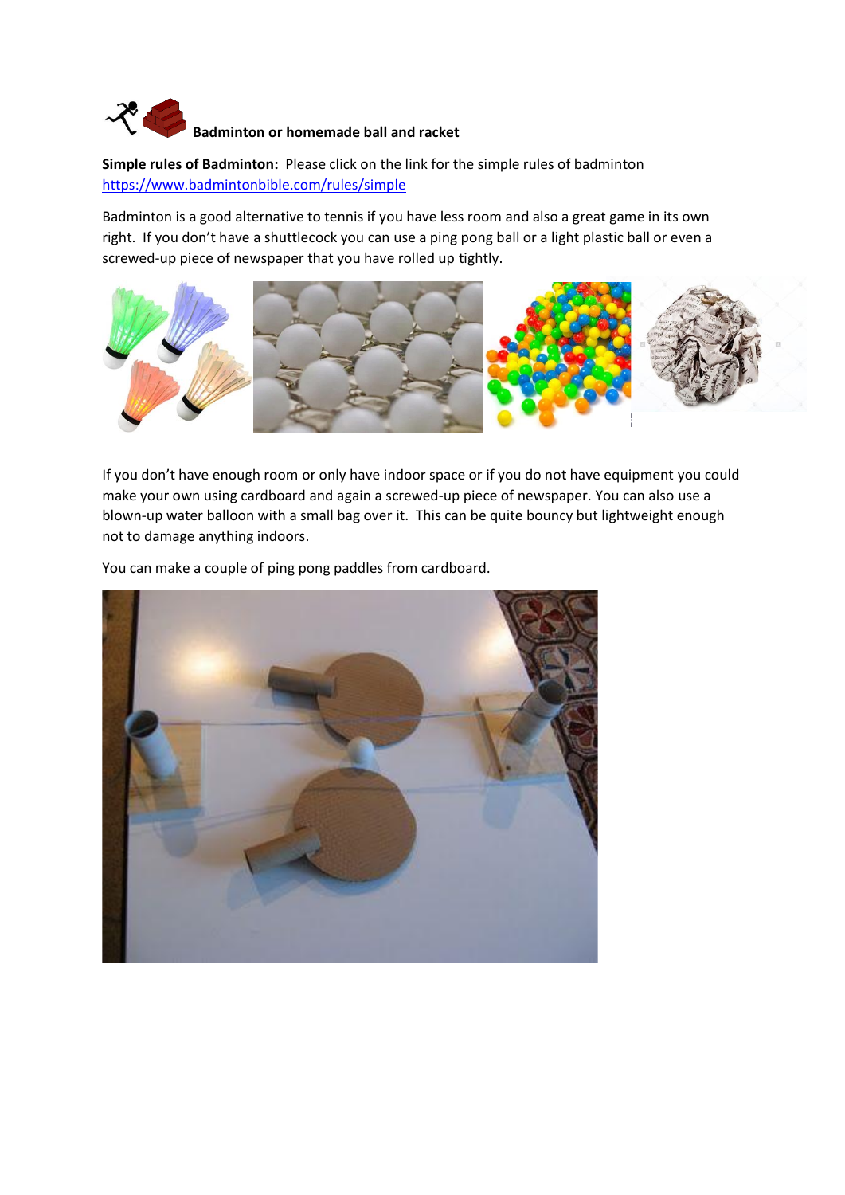### Badminton or homemade ball and racket

**Simple rules of Badminton:** Please click on the link for the simple rules of badminton [https://www.badmintonbible.com/rules/simple](https://www.badmintonbible.com/rules/simple)

Badminton is a good alternative to tennis if you have less room and also a great game in its own right. If you don't have a shuttlecock you can use a ping pong ball or a light plastic ball or even a screwed-up piece of newspaper that you have rolled up tightly.

If you don't have enough room or only have indoor space or if you do not have equipment you could make your own using cardboard and again a screwed-up piece of newspaper. You can also use a blown-up water balloon with a small bag over it. This can be quite bouncy but lightweight enough not to damage anything indoors.

You can make a couple of ping pong paddles from cardboard.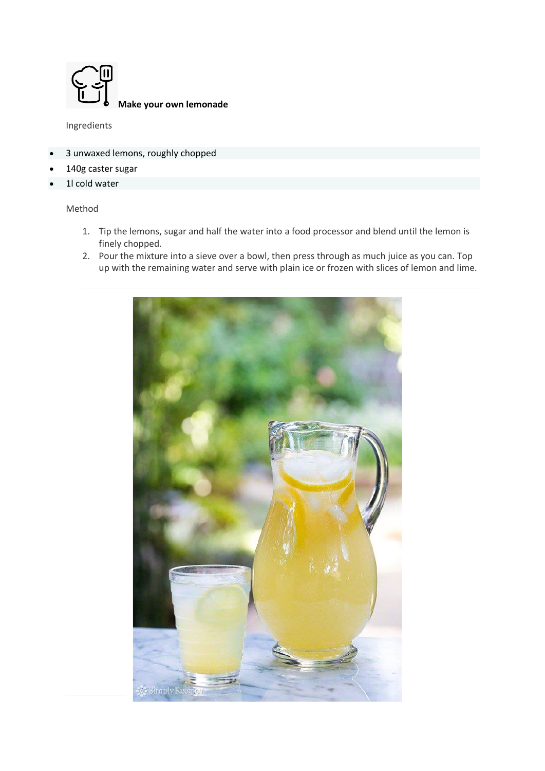**Make your own lemonade**

Ingredients

- 3 unwaxed lemons, roughly chopped
- 140g caster sugar
- 1l cold water

Method

1. Tip the lemons, sugar and half the water into a food processor and blend until the lemon is finely chopped.
2. Pour the mixture into a sieve over a bowl, then press through as much juice as you can. Top up with the remaining water and serve with plain ice or frozen with slices of lemon and lime.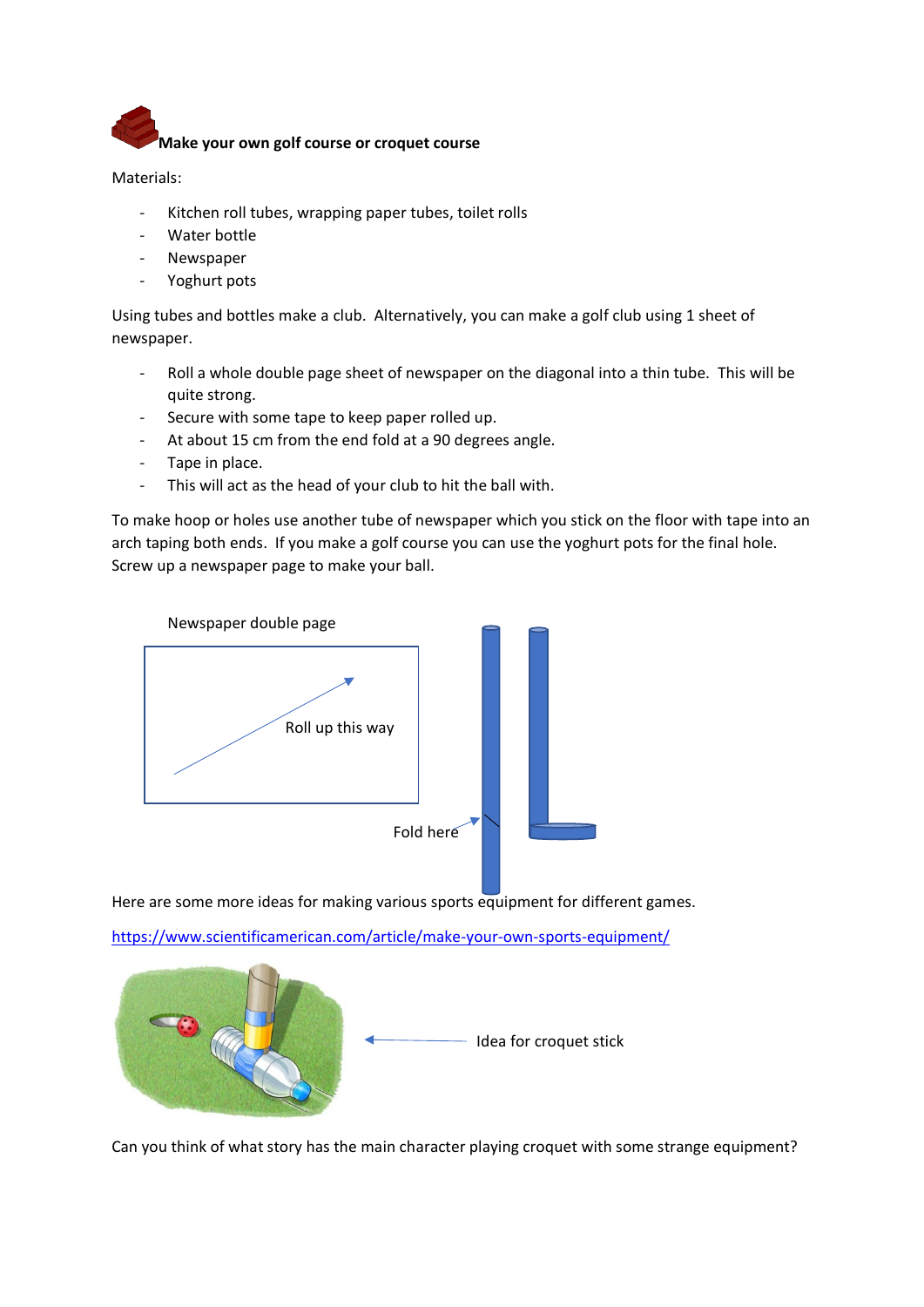## Make your own golf course or croquet course

Materials:

- Kitchen roll tubes, wrapping paper tubes, toilet rolls
- Water bottle
- Newspaper
- Yoghurt pots

Using tubes and bottles make a club. Alternatively, you can make a golf club using 1 sheet of newspaper.

- Roll a whole double page sheet of newspaper on the diagonal into a thin tube. This will be quite strong.
- Secure with some tape to keep paper rolled up.
- At about 15 cm from the end fold at a 90 degrees angle.
- Tape in place.
- This will act as the head of your club to hit the ball with.

To make hoop or holes use another tube of newspaper which you stick on the floor with tape into an arch taping both ends. If you make a golf course you can use the yoghurt pots for the final hole. Screw up a newspaper page to make your ball.

Newspaper double page

Roll up this way

Fold here

Here are some more ideas for making various sports equipment for different games.

https://www.scientificamerican.com/article/make-your-own-sports-equipment/

Idea for croquet stick

Can you think of what story has the main character playing croquet with some strange equipment?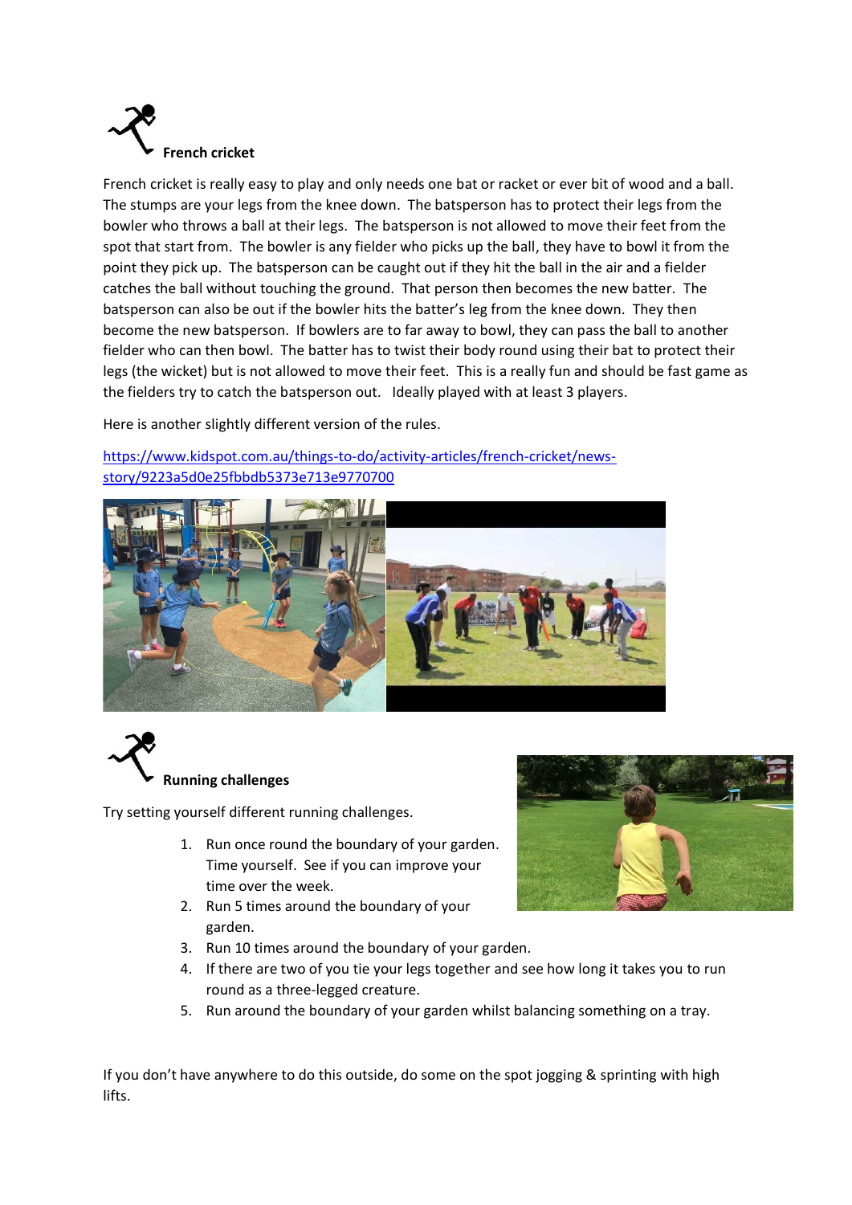## French cricket

French cricket is really easy to play and only needs one bat or racket or ever bit of wood and a ball. The stumps are your legs from the knee down. The batsperson has to protect their legs from the bowler who throws a ball at their legs. The batsperson is not allowed to move their feet from the spot that start from. The bowler is any fielder who picks up the ball, they have to bowl it from the point they pick up. The batsperson can be caught out if they hit the ball in the air and a fielder catches the ball without touching the ground. That person then becomes the new batter. The batsperson can also be out if the bowler hits the batter's leg from the knee down. They then become the new batsperson. If bowlers are to far away to bowl, they can pass the ball to another fielder who can then bowl. The batter has to twist their body round using their bat to protect their legs (the wicket) but is not allowed to move their feet. This is a really fun and should be fast game as the fielders try to catch the batsperson out. Ideally played with at least 3 players.

Here is another slightly different version of the rules.

https://www.kidspot.com.au/things-to-do/activity-articles/french-cricket/news-story/9223a5d0e25fbbdb5373e713e9770700

## Running challenges

Try setting yourself different running challenges.

1. Run once round the boundary of your garden. Time yourself. See if you can improve your time over the week.
2. Run 5 times around the boundary of your garden.
3. Run 10 times around the boundary of your garden.
4. If there are two of you tie your legs together and see how long it takes you to run round as a three-legged creature.
5. Run around the boundary of your garden whilst balancing something on a tray.

If you don't have anywhere to do this outside, do some on the spot jogging & sprinting with high lifts.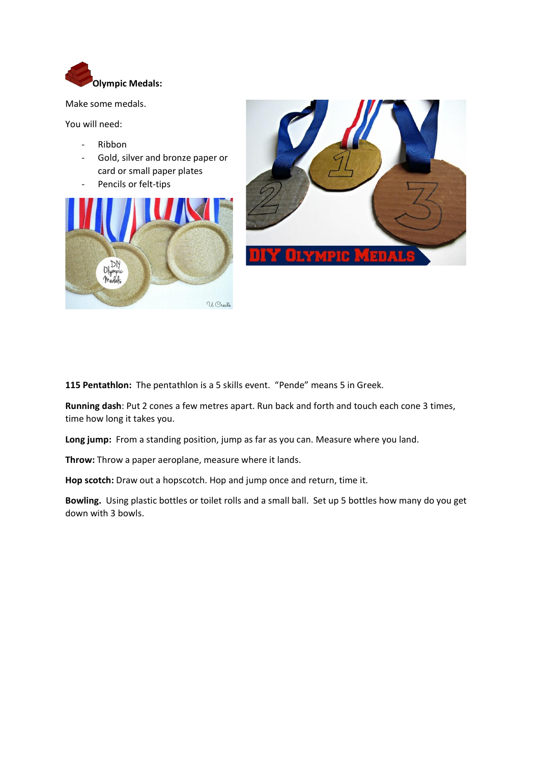**Olympic Medals:**

Make some medals.

You will need:

- Ribbon
- Gold, silver and bronze paper or card or small paper plates
- Pencils or felt-tips

**115 Pentathlon:** The pentathlon is a 5 skills event. “Pende” means 5 in Greek.

**Running dash**: Put 2 cones a few metres apart. Run back and forth and touch each cone 3 times, time how long it takes you.

**Long jump:** From a standing position, jump as far as you can. Measure where you land.

**Throw:** Throw a paper aeroplane, measure where it lands.

**Hop scotch:** Draw out a hopscotch. Hop and jump once and return, time it.

**Bowling.** Using plastic bottles or toilet rolls and a small ball. Set up 5 bottles how many do you get down with 3 bowls.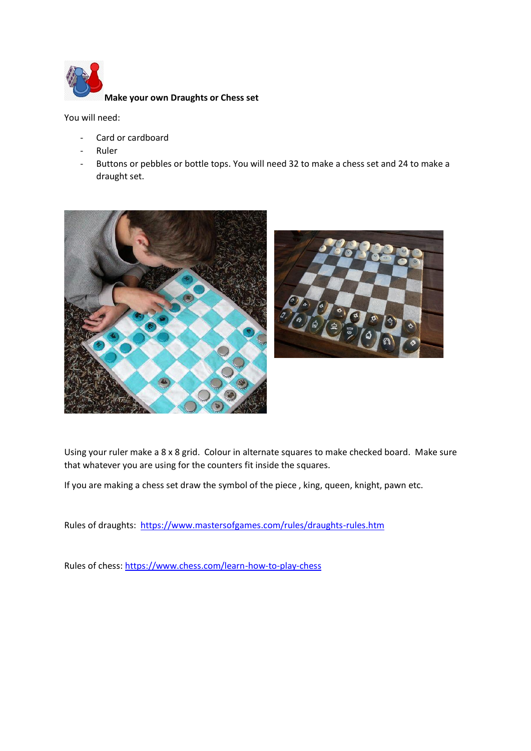**Make your own Draughts or Chess set**

You will need:

- Card or cardboard
- Ruler
- Buttons or pebbles or bottle tops. You will need 32 to make a chess set and 24 to make a draught set.

Using your ruler make a 8 x 8 grid. Colour in alternate squares to make checked board. Make sure that whatever you are using for the counters fit inside the squares.

If you are making a chess set draw the symbol of the piece , king, queen, knight, pawn etc.

Rules of draughts: https://www.mastersofgames.com/rules/draughts-rules.htm

Rules of chess: https://www.chess.com/learn-how-to-play-chess